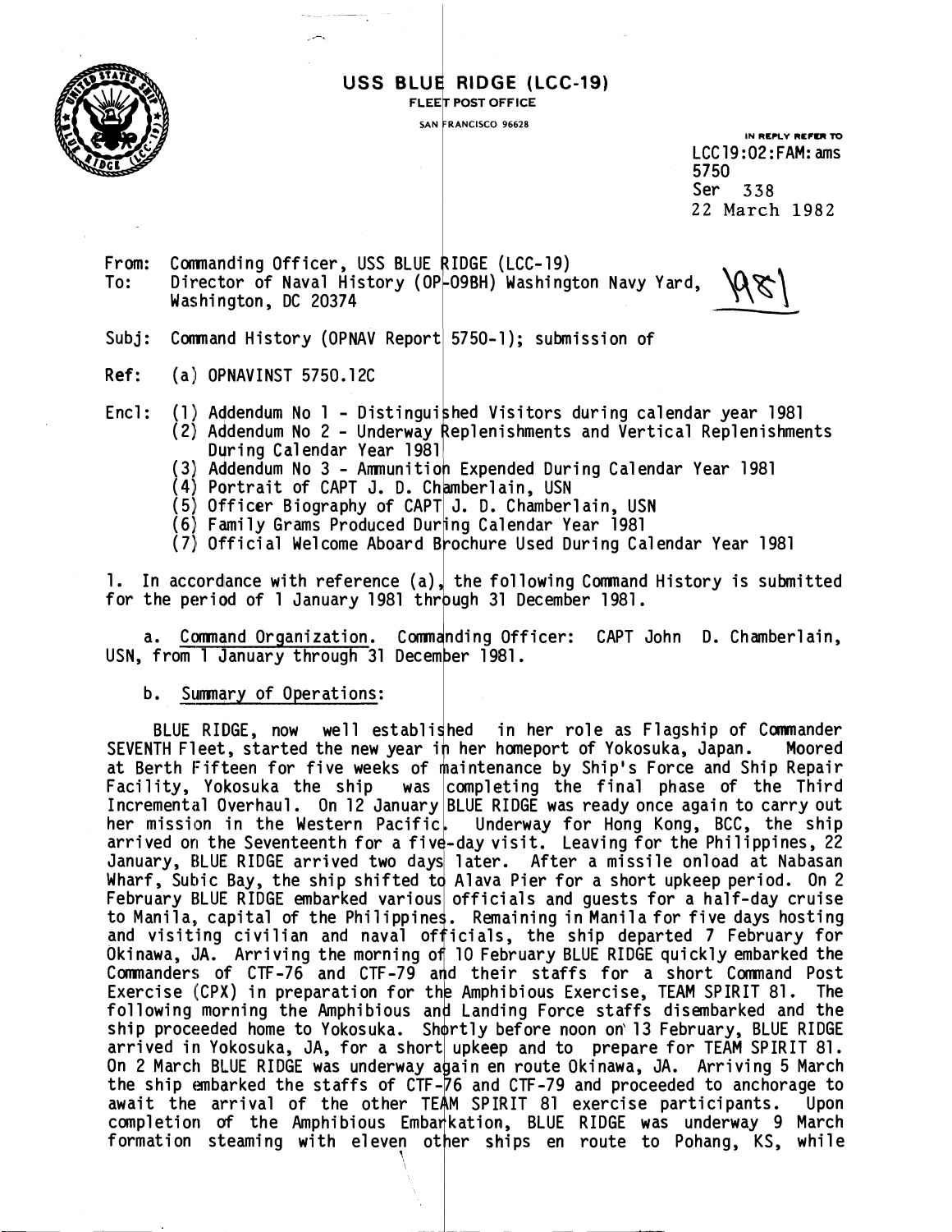**USS BLUE RIDGE (LCC-19)**
**FLEET POST OFFICE**
**SAN FRANCISCO 96628**

IN REPLY REFER TO
LCC19:02:FAM:ams
5750
Ser 338
22 March 1982

1981

From: Commanding Officer, USS BLUE RIDGE (LCC-19)
To: Director of Naval History (OP-09BH) Washington Navy Yard, Washington, DC 20374

Subj: Command History (OPNAV Report 5750-1); submission of

Ref: (a) OPNAVINST 5750.12C

Encl: (1) Addendum No 1 - Distinguished Visitors during calendar year 1981
(2) Addendum No 2 - Underway Replenishments and Vertical Replenishments During Calendar Year 1981
(3) Addendum No 3 - Ammunition Expended During Calendar Year 1981
(4) Portrait of CAPT J. D. Chamberlain, USN
(5) Officer Biography of CAPT J. D. Chamberlain, USN
(6) Family Grams Produced During Calendar Year 1981
(7) Official Welcome Aboard Brochure Used During Calendar Year 1981

1. In accordance with reference (a), the following Command History is submitted for the period of 1 January 1981 through 31 December 1981.

a. Command Organization. Commanding Officer: CAPT John D. Chamberlain, USN, from 1 January through 31 December 1981.

b. Summary of Operations:

BLUE RIDGE, now well established in her role as Flagship of Commander SEVENTH Fleet, started the new year in her homeport of Yokosuka, Japan. Moored at Berth Fifteen for five weeks of maintenance by Ship's Force and Ship Repair Facility, Yokosuka the ship was completing the final phase of the Third Incremental Overhaul. On 12 January BLUE RIDGE was ready once again to carry out her mission in the Western Pacific. Underway for Hong Kong, BCC, the ship arrived on the Seventeenth for a five-day visit. Leaving for the Philippines, 22 January, BLUE RIDGE arrived two days later. After a missile onload at Nabasan Wharf, Subic Bay, the ship shifted to Alava Pier for a short upkeep period. On 2 February BLUE RIDGE embarked various officials and guests for a half-day cruise to Manila, capital of the Philippines. Remaining in Manila for five days hosting and visiting civilian and naval officials, the ship departed 7 February for Okinawa, JA. Arriving the morning of 10 February BLUE RIDGE quickly embarked the Commanders of CTF-76 and CTF-79 and their staffs for a short Command Post Exercise (CPX) in preparation for the Amphibious Exercise, TEAM SPIRIT 81. The following morning the Amphibious and Landing Force staffs disembarked and the ship proceeded home to Yokosuka. Shortly before noon on 13 February, BLUE RIDGE arrived in Yokosuka, JA, for a short upkeep and to prepare for TEAM SPIRIT 81. On 2 March BLUE RIDGE was underway again en route Okinawa, JA. Arriving 5 March the ship embarked the staffs of CTF-76 and CTF-79 and proceeded to anchorage to await the arrival of the other TEAM SPIRIT 81 exercise participants. Upon completion of the Amphibious Embarkation, BLUE RIDGE was underway 9 March formation steaming with eleven other ships en route to Pohang, KS, while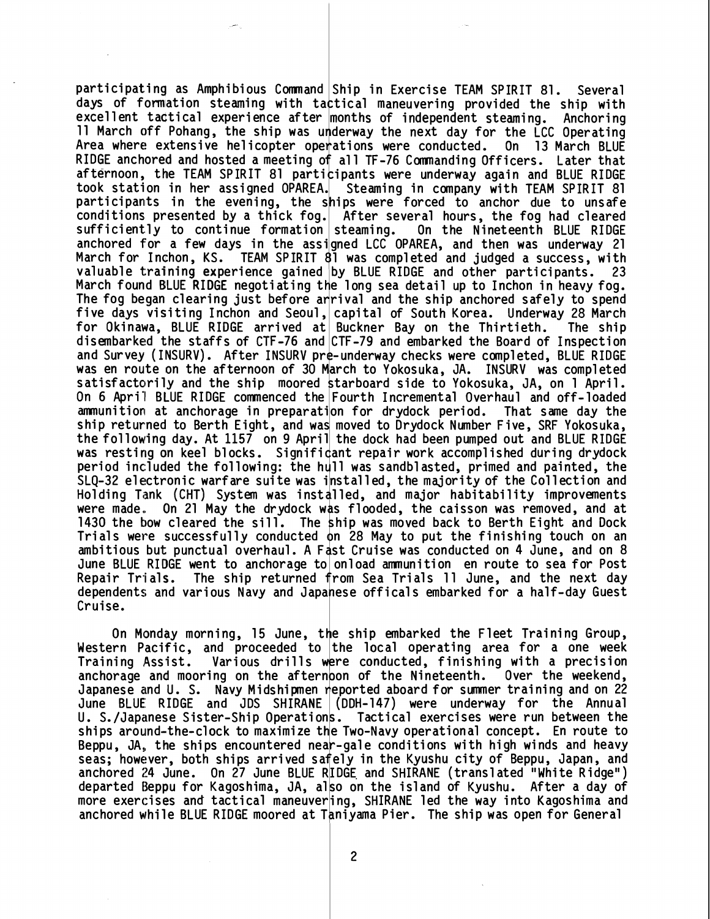participating as Amphibious Command Ship in Exercise TEAM SPIRIT 81. Several days of formation steaming with tactical maneuvering provided the ship with excellent tactical experience after months of independent steaming. Anchoring 11 March off Pohang, the ship was underway the next day for the LCC Operating Area where extensive helicopter operations were conducted. On 13 March BLUE RIDGE anchored and hosted a meeting of all TF-76 Commanding Officers. Later that afternoon, the TEAM SPIRIT 81 participants were underway again and BLUE RIDGE took station in her assigned OPAREA. Steaming in company with TEAM SPIRIT 81 participants in the evening, the ships were forced to anchor due to unsafe conditions presented by a thick fog. After several hours, the fog had cleared sufficiently to continue formation steaming. On the Nineteenth BLUE RIDGE anchored for a few days in the assigned LCC OPAREA, and then was underway 21 March for Inchon, KS. TEAM SPIRIT 81 was completed and judged a success, with valuable training experience gained by BLUE RIDGE and other participants. 23 March found BLUE RIDGE negotiating the long sea detail up to Inchon in heavy fog. The fog began clearing just before arrival and the ship anchored safely to spend five days visiting Inchon and Seoul, capital of South Korea. Underway 28 March for Okinawa, BLUE RIDGE arrived at Buckner Bay on the Thirtieth. The ship disembarked the staffs of CTF-76 and CTF-79 and embarked the Board of Inspection and Survey (INSURV). After INSURV pre-underway checks were completed, BLUE RIDGE was en route on the afternoon of 30 March to Yokosuka, JA. INSURV was completed satisfactorily and the ship moored starboard side to Yokosuka, JA, on 1 April. On 6 April BLUE RIDGE commenced the Fourth Incremental Overhaul and off-loaded ammunition at anchorage in preparation for drydock period. That same day the ship returned to Berth Eight, and was moved to Drydock Number Five, SRF Yokosuka, the following day. At 1157 on 9 April the dock had been pumped out and BLUE RIDGE was resting on keel blocks. Significant repair work accomplished during drydock period included the following: the hull was sandblasted, primed and painted, the SLQ-32 electronic warfare suite was installed, the majority of the Collection and Holding Tank (CHT) System was installed, and major habitability improvements were made. On 21 May the drydock was flooded, the caisson was removed, and at 1430 the bow cleared the sill. The ship was moved back to Berth Eight and Dock Trials were successfully conducted on 28 May to put the finishing touch on an ambitious but punctual overhaul. A Fast Cruise was conducted on 4 June, and on 8 June BLUE RIDGE went to anchorage to onload ammunition en route to sea for Post Repair Trials. The ship returned from Sea Trials 11 June, and the next day dependents and various Navy and Japanese officals embarked for a half-day Guest Cruise.

On Monday morning, 15 June, the ship embarked the Fleet Training Group, Western Pacific, and proceeded to the local operating area for a one week Training Assist. Various drills were conducted, finishing with a precision anchorage and mooring on the afternoon of the Nineteenth. Over the weekend, Japanese and U. S. Navy Midshipmen reported aboard for summer training and on 22 June BLUE RIDGE and JDS SHIRANE (DDH-147) were underway for the Annual U. S./Japanese Sister-Ship Operations. Tactical exercises were run between the ships around-the-clock to maximize the Two-Navy operational concept. En route to Beppu, JA, the ships encountered near-gale conditions with high winds and heavy seas; however, both ships arrived safely in the Kyushu city of Beppu, Japan, and anchored 24 June. On 27 June BLUE RIDGE and SHIRANE (translated "White Ridge") departed Beppu for Kagoshima, JA, also on the island of Kyushu. After a day of more exercises and tactical maneuvering, SHIRANE led the way into Kagoshima and anchored while BLUE RIDGE moored at Taniyama Pier. The ship was open for General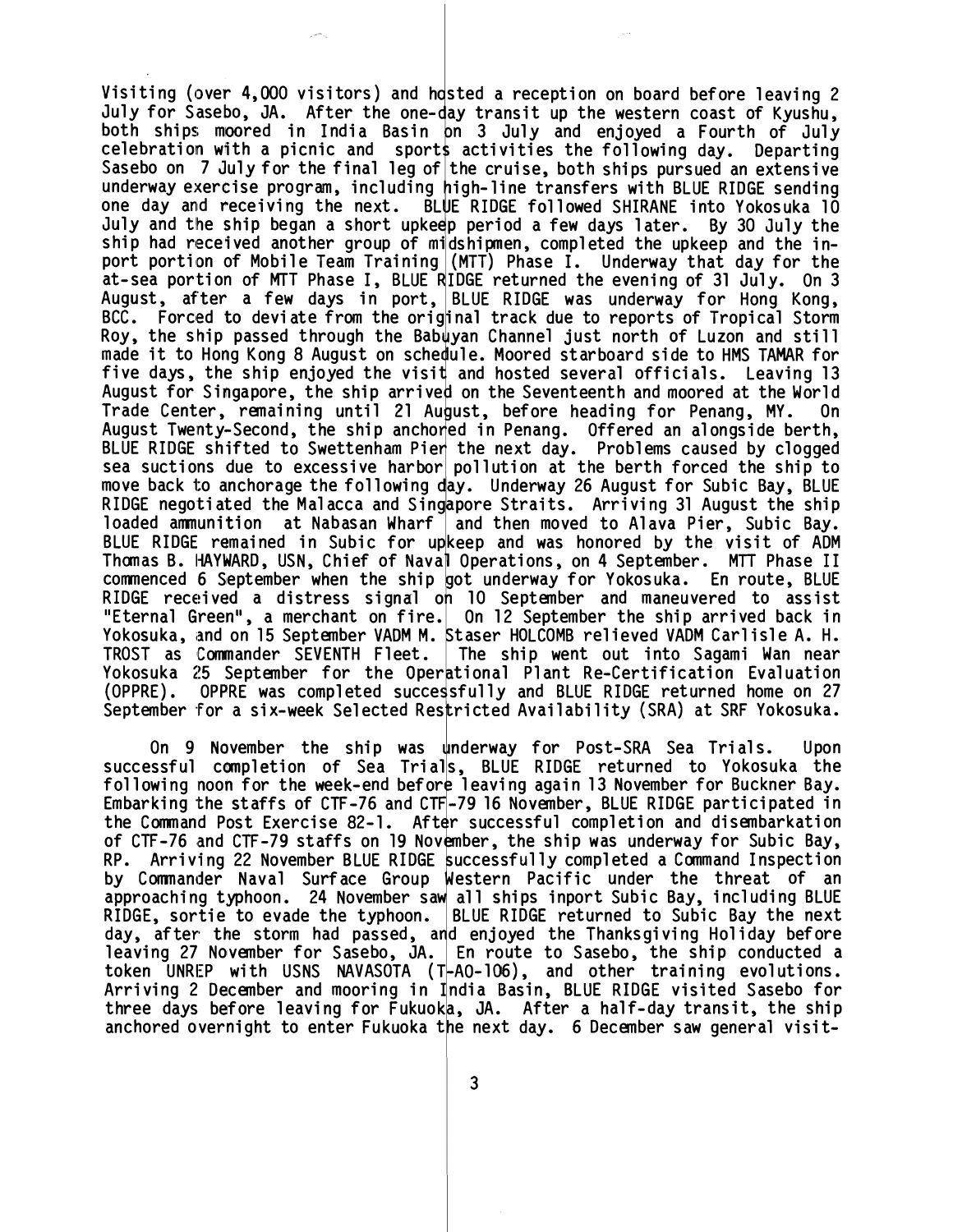Visiting (over 4,000 visitors) and hosted a reception on board before leaving 2 July for Sasebo, JA. After the one-day transit up the western coast of Kyushu, both ships moored in India Basin on 3 July and enjoyed a Fourth of July celebration with a picnic and sports activities the following day. Departing Sasebo on 7 July for the final leg of the cruise, both ships pursued an extensive underway exercise program, including high-line transfers with BLUE RIDGE sending one day and receiving the next. BLUE RIDGE followed SHIRANE into Yokosuka 10 July and the ship began a short upkeep period a few days later. By 30 July the ship had received another group of midshipmen, completed the upkeep and the in-port portion of Mobile Team Training (MTT) Phase I. Underway that day for the at-sea portion of MTT Phase I, BLUE RIDGE returned the evening of 31 July. On 3 August, after a few days in port, BLUE RIDGE was underway for Hong Kong, BCC. Forced to deviate from the original track due to reports of Tropical Storm Roy, the ship passed through the Babuyan Channel just north of Luzon and still made it to Hong Kong 8 August on schedule. Moored starboard side to HMS TAMAR for five days, the ship enjoyed the visit and hosted several officials. Leaving 13 August for Singapore, the ship arrived on the Seventeenth and moored at the World Trade Center, remaining until 21 August, before heading for Penang, MY. On August Twenty-Second, the ship anchored in Penang. Offered an alongside berth, BLUE RIDGE shifted to Swettenham Pier the next day. Problems caused by clogged sea suctions due to excessive harbor pollution at the berth forced the ship to move back to anchorage the following day. Underway 26 August for Subic Bay, BLUE RIDGE negotiated the Malacca and Singapore Straits. Arriving 31 August the ship loaded ammunition at Nabasan Wharf and then moved to Alava Pier, Subic Bay. BLUE RIDGE remained in Subic for upkeep and was honored by the visit of ADM Thomas B. HAYWARD, USN, Chief of Naval Operations, on 4 September. MTT Phase II commenced 6 September when the ship got underway for Yokosuka. En route, BLUE RIDGE received a distress signal on 10 September and maneuvered to assist "Eternal Green", a merchant on fire. On 12 September the ship arrived back in Yokosuka, and on 15 September VADM M. Staser HOLCOMB relieved VADM Carlisle A. H. TROST as Commander SEVENTH Fleet. The ship went out into Sagami Wan near Yokosuka 25 September for the Operational Plant Re-Certification Evaluation (OPPRE). OPPRE was completed successfully and BLUE RIDGE returned home on 27 September for a six-week Selected Restricted Availability (SRA) at SRF Yokosuka.

On 9 November the ship was underway for Post-SRA Sea Trials. Upon successful completion of Sea Trials, BLUE RIDGE returned to Yokosuka the following noon for the week-end before leaving again 13 November for Buckner Bay. Embarking the staffs of CTF-76 and CTF-79 16 November, BLUE RIDGE participated in the Command Post Exercise 82-1. After successful completion and disembarkation of CTF-76 and CTF-79 staffs on 19 November, the ship was underway for Subic Bay, RP. Arriving 22 November BLUE RIDGE successfully completed a Command Inspection by Commander Naval Surface Group Western Pacific under the threat of an approaching typhoon. 24 November saw all ships inport Subic Bay, including BLUE RIDGE, sortie to evade the typhoon. BLUE RIDGE returned to Subic Bay the next day, after the storm had passed, and enjoyed the Thanksgiving Holiday before leaving 27 November for Sasebo, JA. En route to Sasebo, the ship conducted a token UNREP with USNS NAVASOTA (T-AO-106), and other training evolutions. Arriving 2 December and mooring in India Basin, BLUE RIDGE visited Sasebo for three days before leaving for Fukuoka, JA. After a half-day transit, the ship anchored overnight to enter Fukuoka the next day. 6 December saw general visit-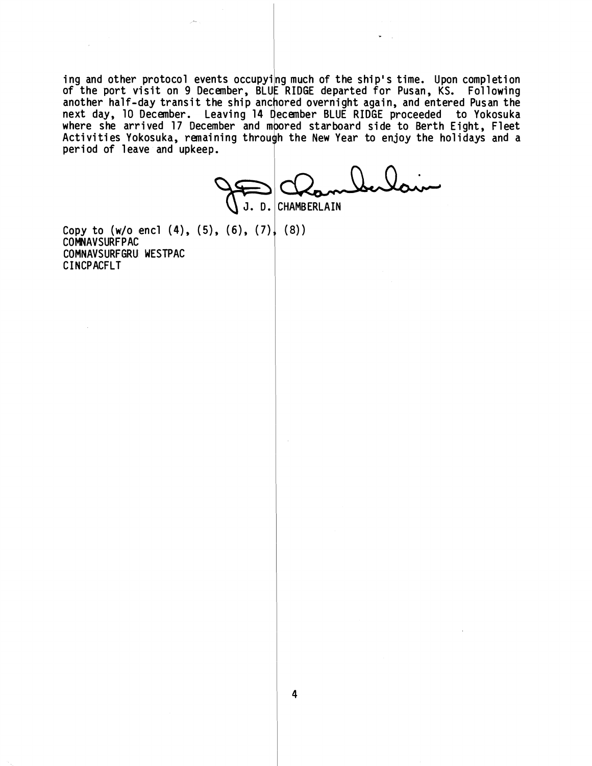ing and other protocol events occupying much of the ship's time. Upon completion of the port visit on 9 December, BLUE RIDGE departed for Pusan, KS. Following another half-day transit the ship anchored overnight again, and entered Pusan the next day, 10 December. Leaving 14 December BLUE RIDGE proceeded to Yokosuka where she arrived 17 December and moored starboard side to Berth Eight, Fleet Activities Yokosuka, remaining through the New Year to enjoy the holidays and a period of leave and upkeep.

J. D. CHAMBERLAIN

Copy to (w/o encl (4), (5), (6), (7), (8))
COMNAVSURFPAC
COMNAVSURFGRU WESTPAC
CINCPACFLT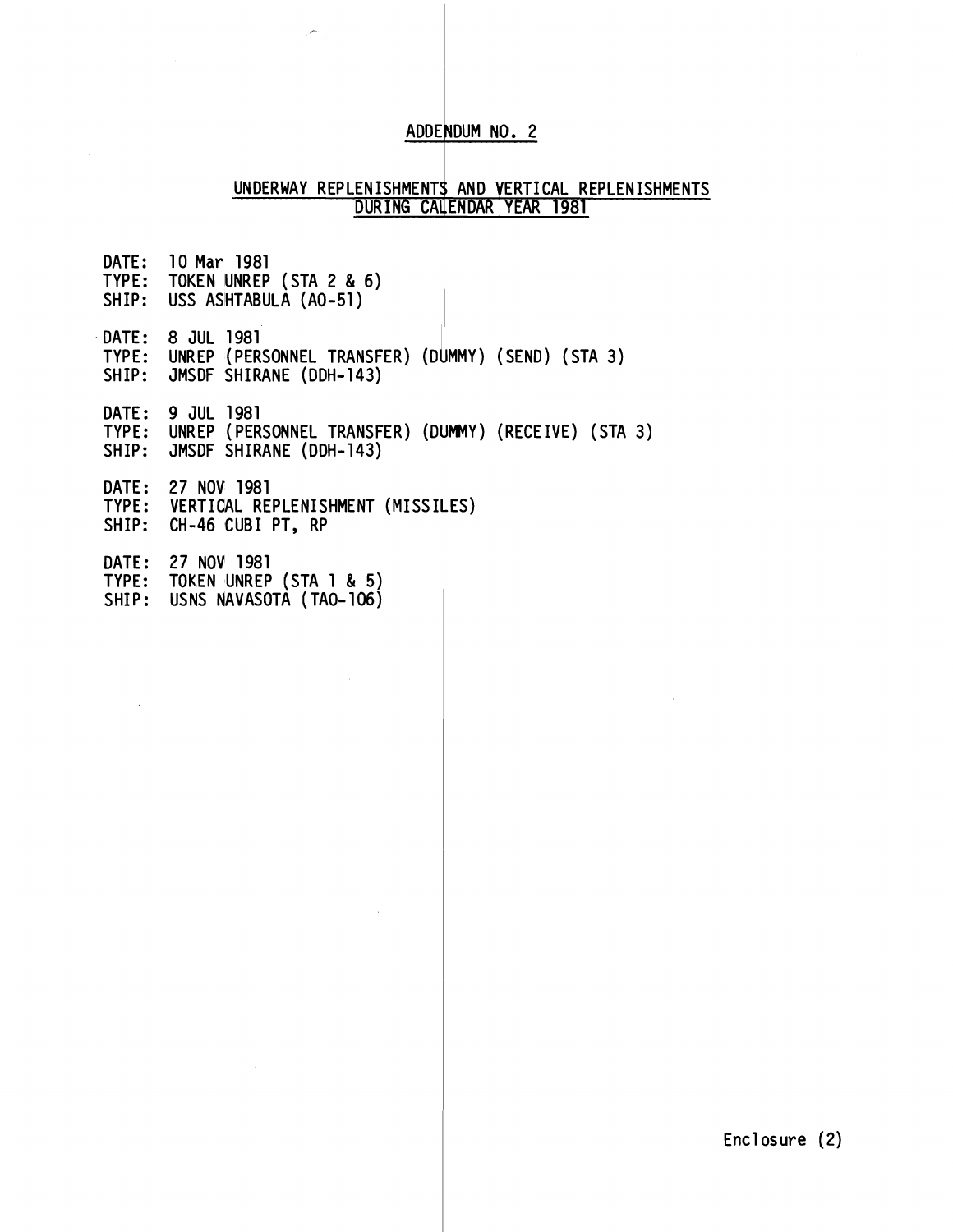## ADDENDUM NO. 2

### UNDERWAY REPLENISHMENTS AND VERTICAL REPLENISHMENTS DURING CALENDAR YEAR 1981

DATE: 10 Mar 1981
TYPE: TOKEN UNREP (STA 2 & 6)
SHIP: USS ASHTABULA (AO-51)

DATE: 8 JUL 1981
TYPE: UNREP (PERSONNEL TRANSFER) (DUMMY) (SEND) (STA 3)
SHIP: JMSDF SHIRANE (DDH-143)

DATE: 9 JUL 1981
TYPE: UNREP (PERSONNEL TRANSFER) (DUMMY) (RECEIVE) (STA 3)
SHIP: JMSDF SHIRANE (DDH-143)

DATE: 27 NOV 1981
TYPE: VERTICAL REPLENISHMENT (MISSILES)
SHIP: CH-46 CUBI PT, RP

DATE: 27 NOV 1981
TYPE: TOKEN UNREP (STA 1 & 5)
SHIP: USNS NAVASOTA (TAO-106)

Enclosure (2)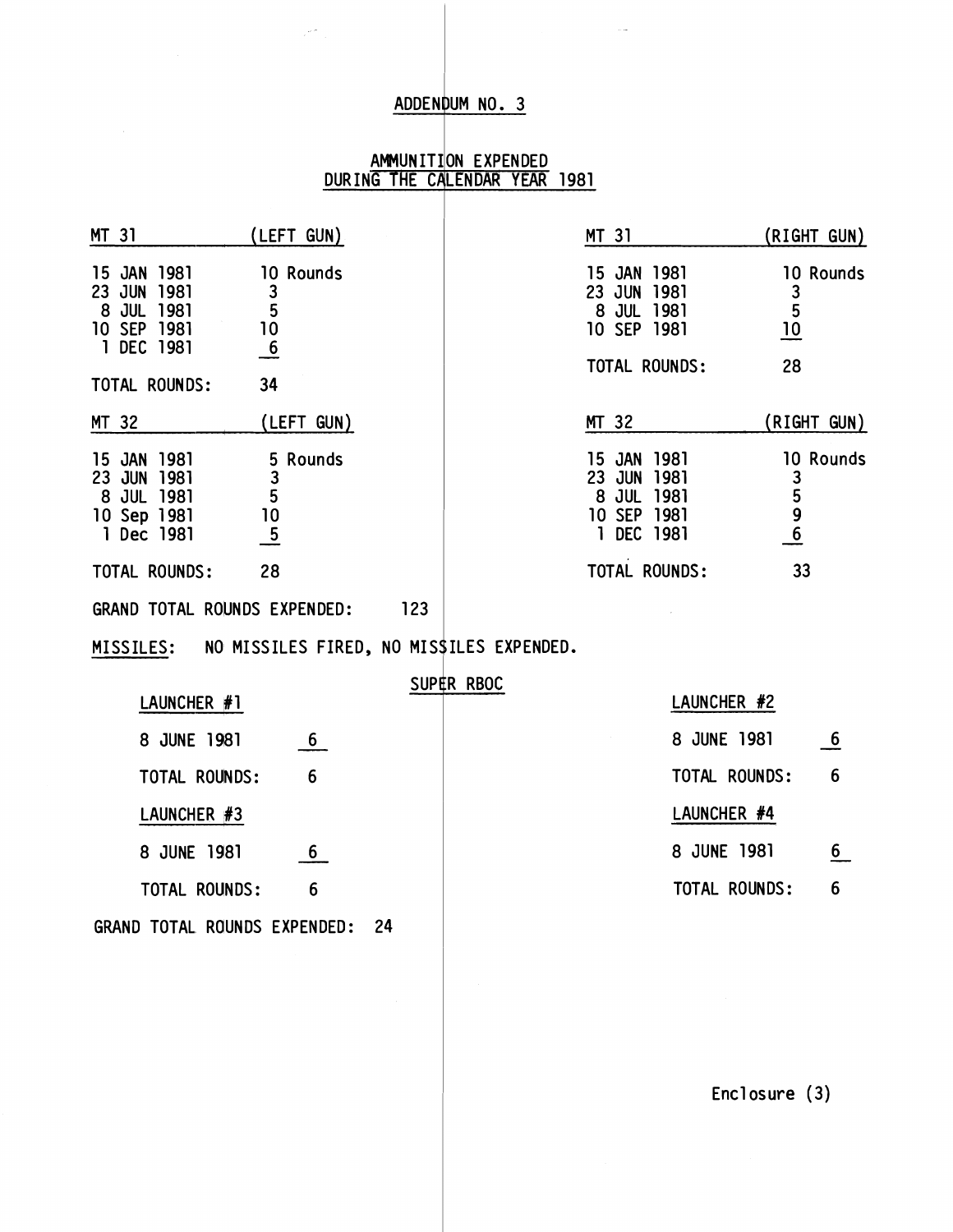# ADDENDUM NO. 3

## AMMUNITION EXPENDED DURING THE CALENDAR YEAR 1981

| MT 31 | (LEFT GUN) |
|---|---|
| 15 JAN 1981 | 10 Rounds |
| 23 JUN 1981 | 3 |
| 8 JUL 1981 | 5 |
| 10 SEP 1981 | 10 |
| 1 DEC 1981 | 6 |
| TOTAL ROUNDS: | 34 |

| MT 31 | (RIGHT GUN) |
|---|---|
| 15 JAN 1981 | 10 Rounds |
| 23 JUN 1981 | 3 |
| 8 JUL 1981 | 5 |
| 10 SEP 1981 | 10 |
| TOTAL ROUNDS: | 28 |

| MT 32 | (LEFT GUN) |
|---|---|
| 15 JAN 1981 | 5 Rounds |
| 23 JUN 1981 | 3 |
| 8 JUL 1981 | 5 |
| 10 Sep 1981 | 10 |
| 1 Dec 1981 | 5 |
| TOTAL ROUNDS: | 28 |

| MT 32 | (RIGHT GUN) |
|---|---|
| 15 JAN 1981 | 10 Rounds |
| 23 JUN 1981 | 3 |
| 8 JUL 1981 | 5 |
| 10 SEP 1981 | 9 |
| 1 DEC 1981 | 6 |
| TOTAL ROUNDS: | 33 |

GRAND TOTAL ROUNDS EXPENDED: 123

MISSILES: NO MISSILES FIRED, NO MISSILES EXPENDED.

### SUPER RBOC

| LAUNCHER #1 | |
|---|---|
| 8 JUNE 1981 | 6 |
| TOTAL ROUNDS: | 6 |

| LAUNCHER #2 | |
|---|---|
| 8 JUNE 1981 | 6 |
| TOTAL ROUNDS: | 6 |

| LAUNCHER #3 | |
|---|---|
| 8 JUNE 1981 | 6 |
| TOTAL ROUNDS: | 6 |

| LAUNCHER #4 | |
|---|---|
| 8 JUNE 1981 | 6 |
| TOTAL ROUNDS: | 6 |

GRAND TOTAL ROUNDS EXPENDED: 24

Enclosure (3)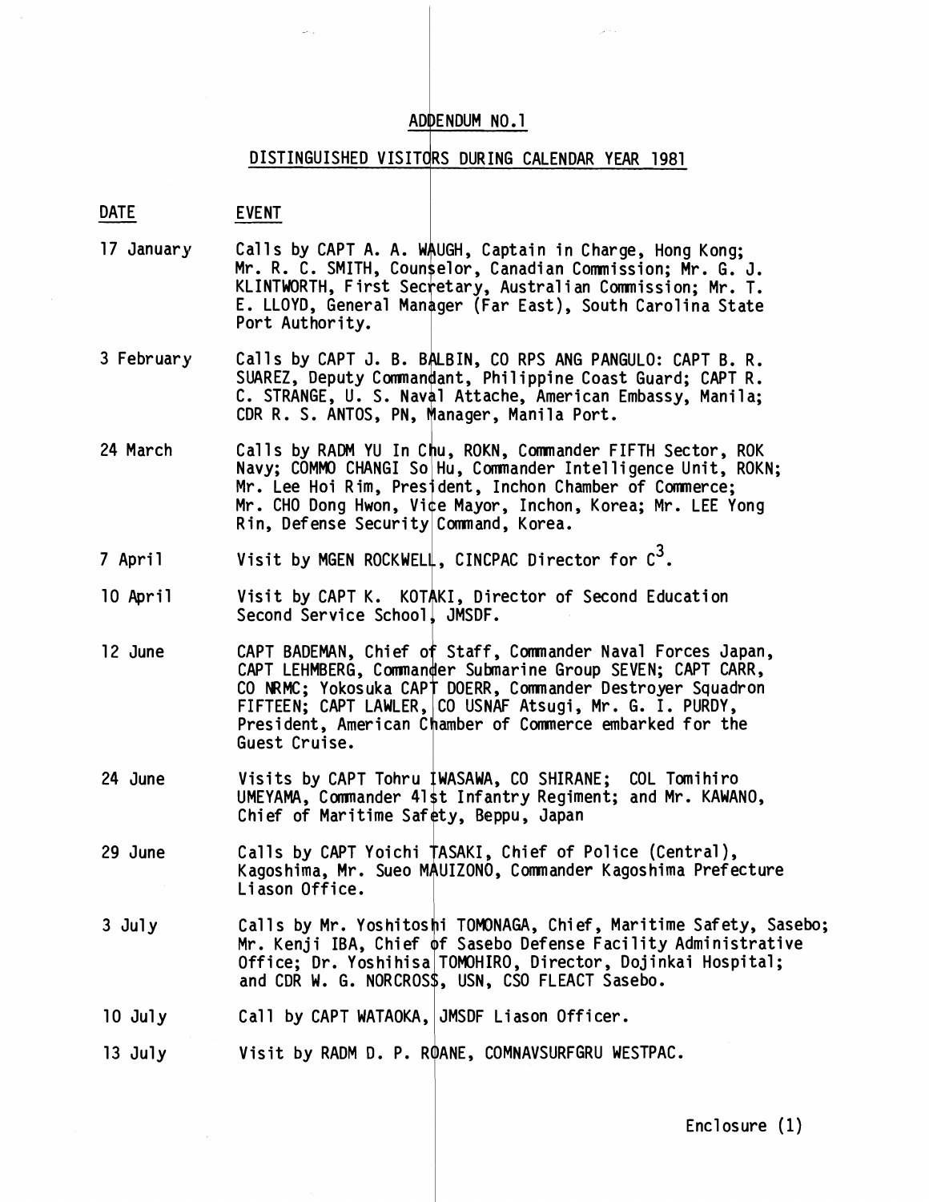# ADDENDUM NO.1

## DISTINGUISHED VISITORS DURING CALENDAR YEAR 1981

| DATE | EVENT |
|---|---|
| 17 January | Calls by CAPT A. A. WAUGH, Captain in Charge, Hong Kong; Mr. R. C. SMITH, Counselor, Canadian Commission; Mr. G. J. KLINTWORTH, First Secretary, Australian Commission; Mr. T. E. LLOYD, General Manager (Far East), South Carolina State Port Authority. |
| 3 February | Calls by CAPT J. B. BALBIN, CO RPS ANG PANGULO: CAPT B. R. SUAREZ, Deputy Commandant, Philippine Coast Guard; CAPT R. C. STRANGE, U. S. Naval Attache, American Embassy, Manila; CDR R. S. ANTOS, PN, Manager, Manila Port. |
| 24 March | Calls by RADM YU In Chu, ROKN, Commander FIFTH Sector, ROK Navy; COMMO CHANGI So Hu, Commander Intelligence Unit, ROKN; Mr. Lee Hoi Rim, President, Inchon Chamber of Commerce; Mr. CHO Dong Hwon, Vice Mayor, Inchon, Korea; Mr. LEE Yong Rin, Defense Security Command, Korea. |
| 7 April | Visit by MGEN ROCKWELL, CINCPAC Director for $C^3$. |
| 10 April | Visit by CAPT K. KOTAKI, Director of Second Education Second Service School, JMSDF. |
| 12 June | CAPT BADEMAN, Chief of Staff, Commander Naval Forces Japan, CAPT LEHMBERG, Commander Submarine Group SEVEN; CAPT CARR, CO NRMC; Yokosuka CAPT DOERR, Commander Destroyer Squadron FIFTEEN; CAPT LAWLER, CO USNAF Atsugi, Mr. G. I. PURDY, President, American Chamber of Commerce embarked for the Guest Cruise. |
| 24 June | Visits by CAPT Tohru IWASAWA, CO SHIRANE; COL Tomihiro UMEYAMA, Commander 41st Infantry Regiment; and Mr. KAWANO, Chief of Maritime Safety, Beppu, Japan |
| 29 June | Calls by CAPT Yoichi TASAKI, Chief of Police (Central), Kagoshima, Mr. Sueo MAUIZONO, Commander Kagoshima Prefecture Liason Office. |
| 3 July | Calls by Mr. Yoshitoshi TOMONAGA, Chief, Maritime Safety, Sasebo; Mr. Kenji IBA, Chief of Sasebo Defense Facility Administrative Office; Dr. Yoshihisa TOMOHIRO, Director, Dojinkai Hospital; and CDR W. G. NORCROSS, USN, CSO FLEACT Sasebo. |
| 10 July | Call by CAPT WATAOKA, JMSDF Liason Officer. |
| 13 July | Visit by RADM D. P. ROANE, COMNAVSURFGRU WESTPAC. |

Enclosure (1)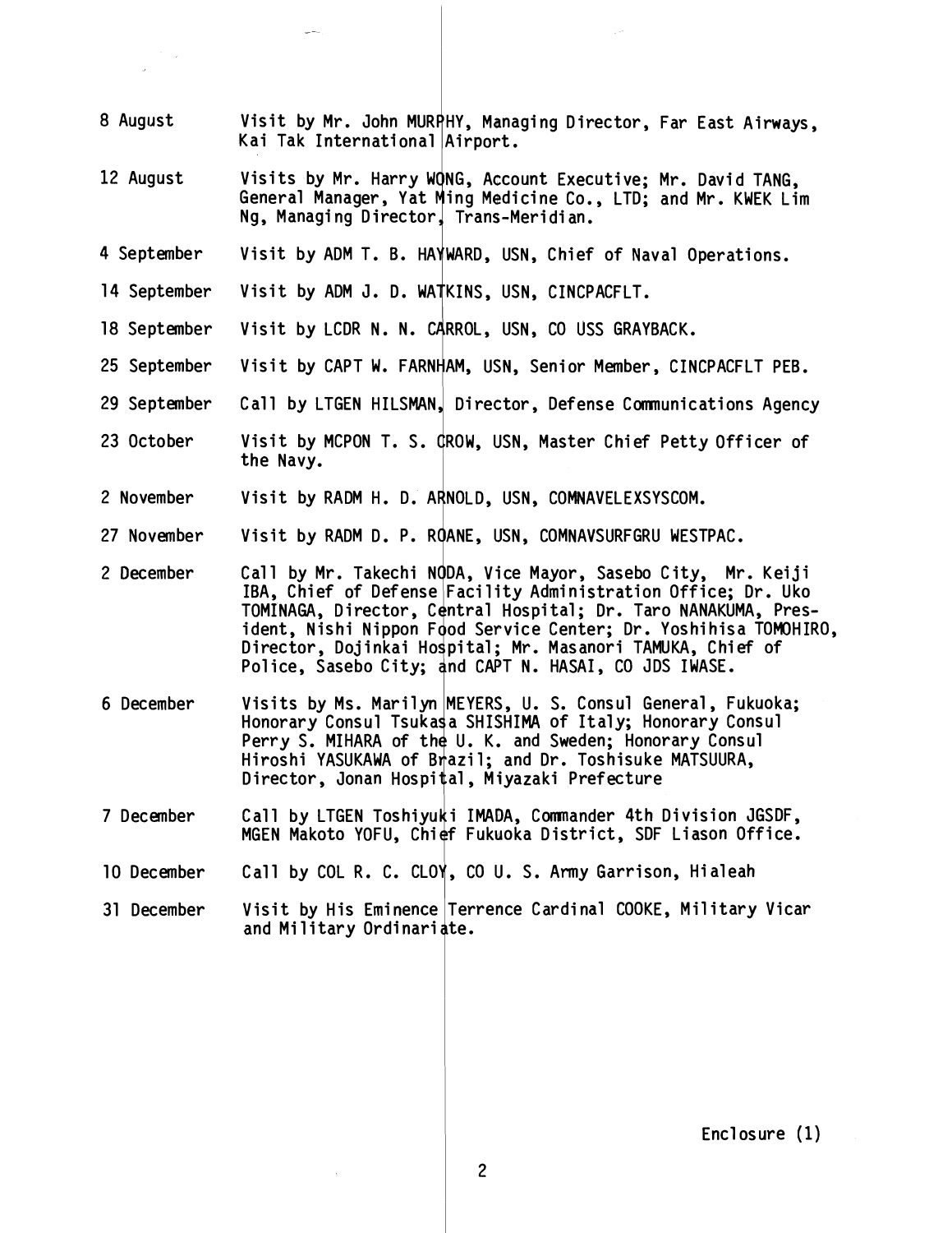| | |
|---|---|
| 8 August | Visit by Mr. John MURPHY, Managing Director, Far East Airways, Kai Tak International Airport. |
| 12 August | Visits by Mr. Harry WONG, Account Executive; Mr. David TANG, General Manager, Yat Ming Medicine Co., LTD; and Mr. KWEK Lim Ng, Managing Director, Trans-Meridian. |
| 4 September | Visit by ADM T. B. HAYWARD, USN, Chief of Naval Operations. |
| 14 September | Visit by ADM J. D. WATKINS, USN, CINCPACFLT. |
| 18 September | Visit by LCDR N. N. CARROL, USN, CO USS GRAYBACK. |
| 25 September | Visit by CAPT W. FARNHAM, USN, Senior Member, CINCPACFLT PEB. |
| 29 September | Call by LTGEN HILSMAN, Director, Defense Communications Agency |
| 23 October | Visit by MCPON T. S. CROW, USN, Master Chief Petty Officer of the Navy. |
| 2 November | Visit by RADM H. D. ARNOLD, USN, COMNAVELEXSYSCOM. |
| 27 November | Visit by RADM D. P. ROANE, USN, COMNAVSURFGRU WESTPAC. |
| 2 December | Call by Mr. Takechi NODA, Vice Mayor, Sasebo City, Mr. Keiji IBA, Chief of Defense Facility Administration Office; Dr. Uko TOMINAGA, Director, Central Hospital; Dr. Taro NANAKUMA, President, Nishi Nippon Food Service Center; Dr. Yoshihisa TOMOHIRO, Director, Dojinkai Hospital; Mr. Masanori TAMUKA, Chief of Police, Sasebo City; and CAPT N. HASAI, CO JDS IWASE. |
| 6 December | Visits by Ms. Marilyn MEYERS, U. S. Consul General, Fukuoka; Honorary Consul Tsukasa SHISHIMA of Italy; Honorary Consul Perry S. MIHARA of the U. K. and Sweden; Honorary Consul Hiroshi YASUKAWA of Brazil; and Dr. Toshisuke MATSUURA, Director, Jonan Hospital, Miyazaki Prefecture |
| 7 December | Call by LTGEN Toshiyuki IMADA, Commander 4th Division JGSDF, MGEN Makoto YOFU, Chief Fukuoka District, SDF Liason Office. |
| 10 December | Call by COL R. C. CLOY, CO U. S. Army Garrison, Hialeah |
| 31 December | Visit by His Eminence Terrence Cardinal COOKE, Military Vicar and Military Ordinariate. |

Enclosure (1)